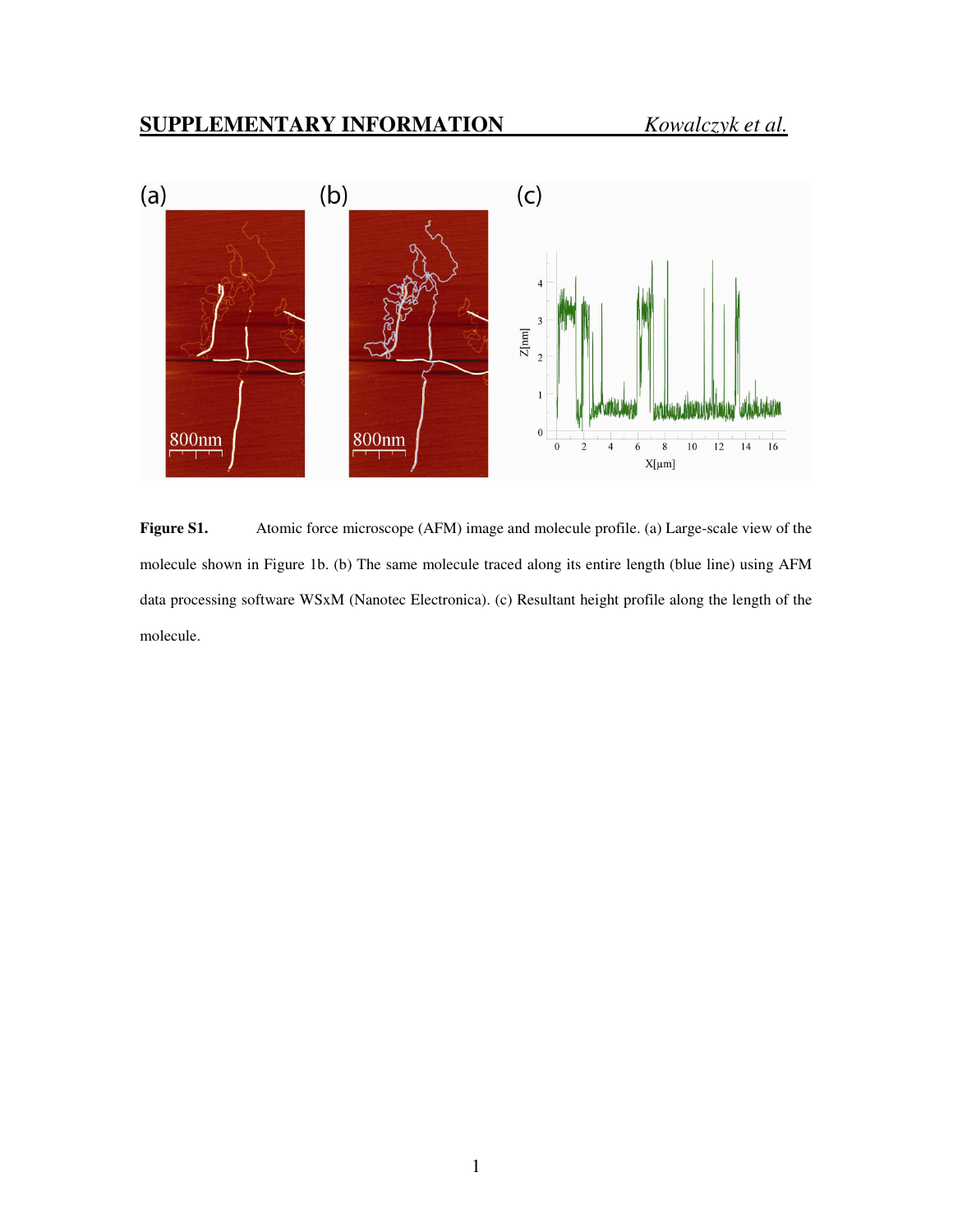**Figure S1.** Atomic force microscope (AFM) image and molecule profile. (a) Large-scale view of the molecule shown in Figure 1b. (b) The same molecule traced along its entire length (blue line) using AFM data processing software WSxM (Nanotec Electronica). (c) Resultant height profile along the length of the molecule.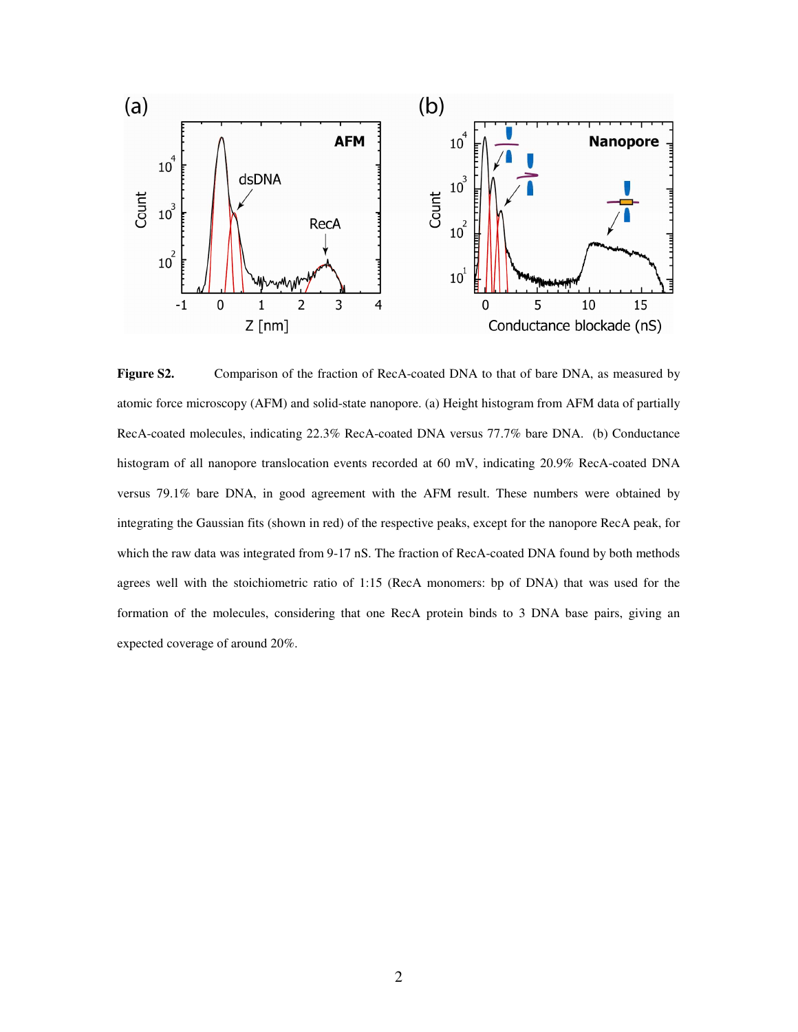**Figure S2.** Comparison of the fraction of RecA-coated DNA to that of bare DNA, as measured by atomic force microscopy (AFM) and solid-state nanopore. (a) Height histogram from AFM data of partially RecA-coated molecules, indicating 22.3% RecA-coated DNA versus 77.7% bare DNA. (b) Conductance histogram of all nanopore translocation events recorded at 60 mV, indicating 20.9% RecA-coated DNA versus 79.1% bare DNA, in good agreement with the AFM result. These numbers were obtained by integrating the Gaussian fits (shown in red) of the respective peaks, except for the nanopore RecA peak, for which the raw data was integrated from 9-17 nS. The fraction of RecA-coated DNA found by both methods agrees well with the stoichiometric ratio of 1:15 (RecA monomers: bp of DNA) that was used for the formation of the molecules, considering that one RecA protein binds to 3 DNA base pairs, giving an expected coverage of around 20%.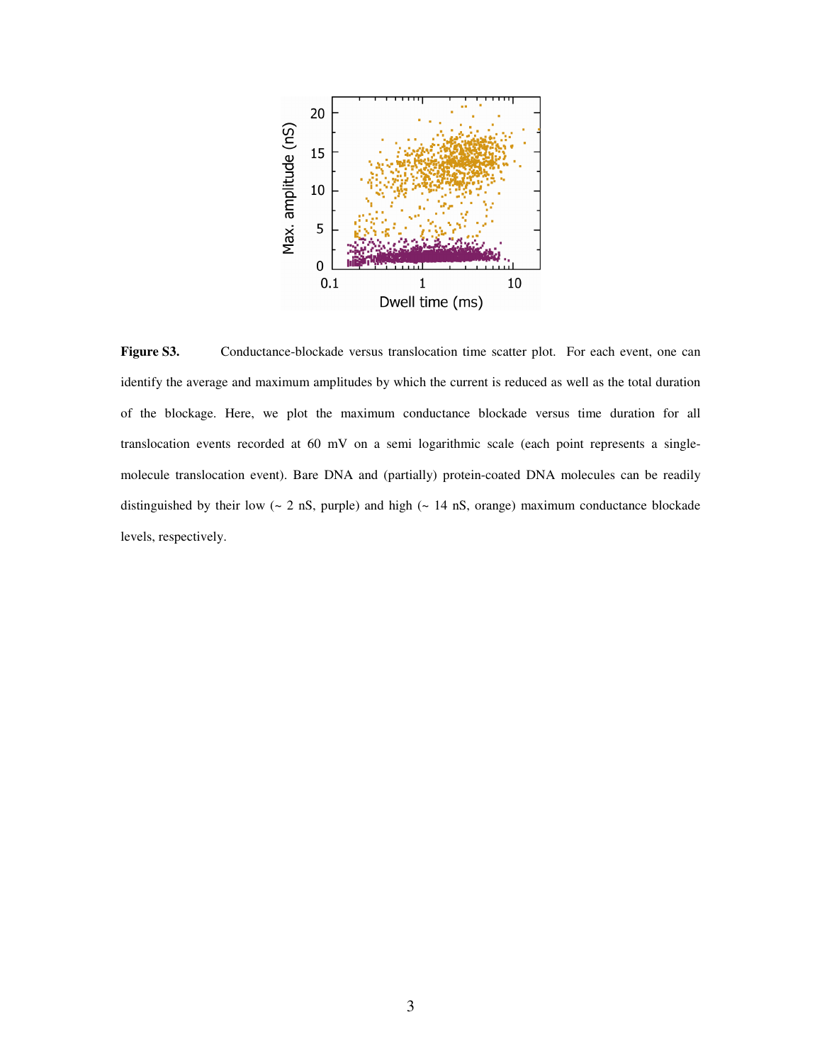Max. amplitude (nS)

20
15
10
5
0

0.1
1
10

Dwell time (ms)

**Figure S3.** Conductance-blockade versus translocation time scatter plot. For each event, one can identify the average and maximum amplitudes by which the current is reduced as well as the total duration of the blockage. Here, we plot the maximum conductance blockade versus time duration for all translocation events recorded at 60 mV on a semi logarithmic scale (each point represents a single-molecule translocation event). Bare DNA and (partially) protein-coated DNA molecules can be readily distinguished by their low (~ 2 nS, purple) and high (~ 14 nS, orange) maximum conductance blockade levels, respectively.